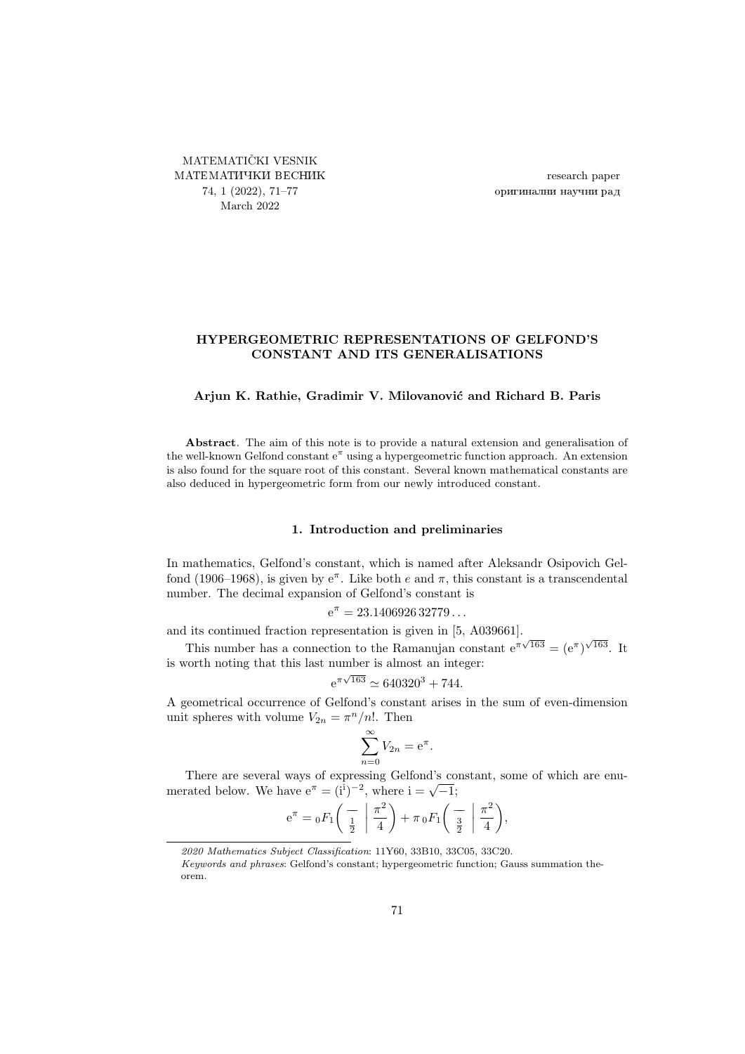MATEMATIČKI VESNIK
МАТЕМАТИЧКИ ВЕСНИК
74, 1 (2022), 71–77
March 2022

research paper
оригинални научни рад

# HYPERGEOMETRIC REPRESENTATIONS OF GELFOND'S CONSTANT AND ITS GENERALISATIONS

**Arjun K. Rathie, Gradimir V. Milovanović and Richard B. Paris**

**Abstract**. The aim of this note is to provide a natural extension and generalisation of the well-known Gelfond constant $e^{\pi}$ using a hypergeometric function approach. An extension is also found for the square root of this constant. Several known mathematical constants are also deduced in hypergeometric form from our newly introduced constant.

## 1. Introduction and preliminaries

In mathematics, Gelfond's constant, which is named after Aleksandr Osipovich Gelfond (1906–1968), is given by $e^{\pi}$. Like both $e$ and $\pi$, this constant is a transcendental number. The decimal expansion of Gelfond's constant is

$$e^{\pi} = 23.1406926\,32779\ldots$$

and its continued fraction representation is given in [5, A039661].

This number has a connection to the Ramanujan constant $e^{\pi\sqrt{163}} = (e^{\pi})^{\sqrt{163}}$. It is worth noting that this last number is almost an integer:

$$e^{\pi\sqrt{163}} \simeq 640320^3 + 744.$$

A geometrical occurrence of Gelfond's constant arises in the sum of even-dimension unit spheres with volume $V_{2n} = \pi^n/n!$. Then

$$\sum_{n=0}^{\infty} V_{2n} = e^{\pi}.$$

There are several ways of expressing Gelfond's constant, some of which are enumerated below. We have $e^{\pi} = (i^{i})^{-2}$, where $i = \sqrt{-1}$;

$$e^{\pi} = {}_0F_1\left(\begin{matrix} - \\ \frac{1}{2} \end{matrix} \,\middle|\, \frac{\pi^2}{4}\right) + \pi\, {}_0F_1\left(\begin{matrix} - \\ \frac{3}{2} \end{matrix} \,\middle|\, \frac{\pi^2}{4}\right),$$

*2020 Mathematics Subject Classification*: 11Y60, 33B10, 33C05, 33C20.

*Keywords and phrases*: Gelfond's constant; hypergeometric function; Gauss summation theorem.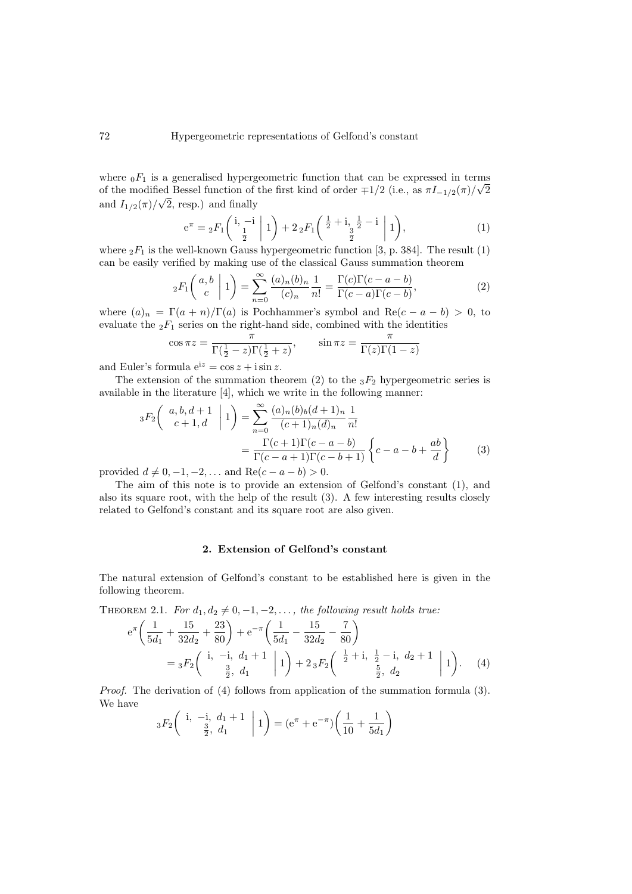where ${}_0F_1$ is a generalised hypergeometric function that can be expressed in terms of the modified Bessel function of the first kind of order $\mp 1/2$ (i.e., as $\pi I_{-1/2}(\pi)/\sqrt{2}$ and $I_{1/2}(\pi)/\sqrt{2}$, resp.) and finally

$$
\mathrm{e}^{\pi} = {}_2F_1\left( \begin{matrix} \mathrm{i}, -\mathrm{i} \\ \frac{1}{2} \end{matrix} \,\middle|\, 1 \right) + 2\,{}_2F_1\left( \begin{matrix} \frac{1}{2}+\mathrm{i},\ \frac{1}{2}-\mathrm{i} \\ \frac{3}{2} \end{matrix} \,\middle|\, 1 \right), \tag{1}
$$

where ${}_2F_1$ is the well-known Gauss hypergeometric function [3, p. 384]. The result (1) can be easily verified by making use of the classical Gauss summation theorem

$$
{}_2F_1\left( \begin{matrix} a, b \\ c \end{matrix} \,\middle|\, 1 \right) = \sum_{n=0}^{\infty} \frac{(a)_n (b)_n}{(c)_n} \frac{1}{n!} = \frac{\Gamma(c)\Gamma(c-a-b)}{\Gamma(c-a)\Gamma(c-b)}, \tag{2}
$$

where $(a)_n = \Gamma(a+n)/\Gamma(a)$ is Pochhammer's symbol and $\mathrm{Re}(c-a-b) > 0$, to evaluate the ${}_2F_1$ series on the right-hand side, combined with the identities

$$
\cos \pi z = \frac{\pi}{\Gamma(\frac{1}{2}-z)\Gamma(\frac{1}{2}+z)}, \qquad \sin \pi z = \frac{\pi}{\Gamma(z)\Gamma(1-z)}
$$

and Euler's formula $\mathrm{e}^{\mathrm{i}z} = \cos z + \mathrm{i} \sin z$.

The extension of the summation theorem (2) to the ${}_3F_2$ hypergeometric series is available in the literature [4], which we write in the following manner:

$$
\begin{aligned}
{}_3F_2\left( \begin{matrix} a, b, d+1 \\ c+1, d \end{matrix} \,\middle|\, 1 \right) &= \sum_{n=0}^{\infty} \frac{(a)_n (b)_b (d+1)_n}{(c+1)_n (d)_n} \frac{1}{n!} \\
&= \frac{\Gamma(c+1)\Gamma(c-a-b)}{\Gamma(c-a+1)\Gamma(c-b+1)} \left\{ c-a-b+\frac{ab}{d} \right\}
\end{aligned} \tag{3}
$$

provided $d \neq 0, -1, -2, \ldots$ and $\mathrm{Re}(c-a-b) > 0$.

The aim of this note is to provide an extension of Gelfond's constant (1), and also its square root, with the help of the result (3). A few interesting results closely related to Gelfond's constant and its square root are also given.

## 2. Extension of Gelfond's constant

The natural extension of Gelfond's constant to be established here is given in the following theorem.

Theorem 2.1. *For $d_1, d_2 \neq 0, -1, -2, \ldots$, the following result holds true:*

$$
\begin{aligned}
&\mathrm{e}^{\pi}\left( \frac{1}{5d_1} + \frac{15}{32d_2} + \frac{23}{80} \right) + \mathrm{e}^{-\pi}\left( \frac{1}{5d_1} - \frac{15}{32d_2} - \frac{7}{80} \right) \\
&\qquad = {}_3F_2\left( \begin{matrix} \mathrm{i},\ -\mathrm{i},\ d_1+1 \\ \frac{3}{2},\ d_1 \end{matrix} \,\middle|\, 1 \right) + 2\,{}_3F_2\left( \begin{matrix} \frac{1}{2}+\mathrm{i},\ \frac{1}{2}-\mathrm{i},\ d_2+1 \\ \frac{5}{2},\ d_2 \end{matrix} \,\middle|\, 1 \right).
\end{aligned} \tag{4}
$$

*Proof.* The derivation of (4) follows from application of the summation formula (3). We have

$$
{}_3F_2\left( \begin{matrix} \mathrm{i},\ -\mathrm{i},\ d_1+1 \\ \frac{3}{2},\ d_1 \end{matrix} \,\middle|\, 1 \right) = (\mathrm{e}^{\pi} + \mathrm{e}^{-\pi})\left( \frac{1}{10} + \frac{1}{5d_1} \right)
$$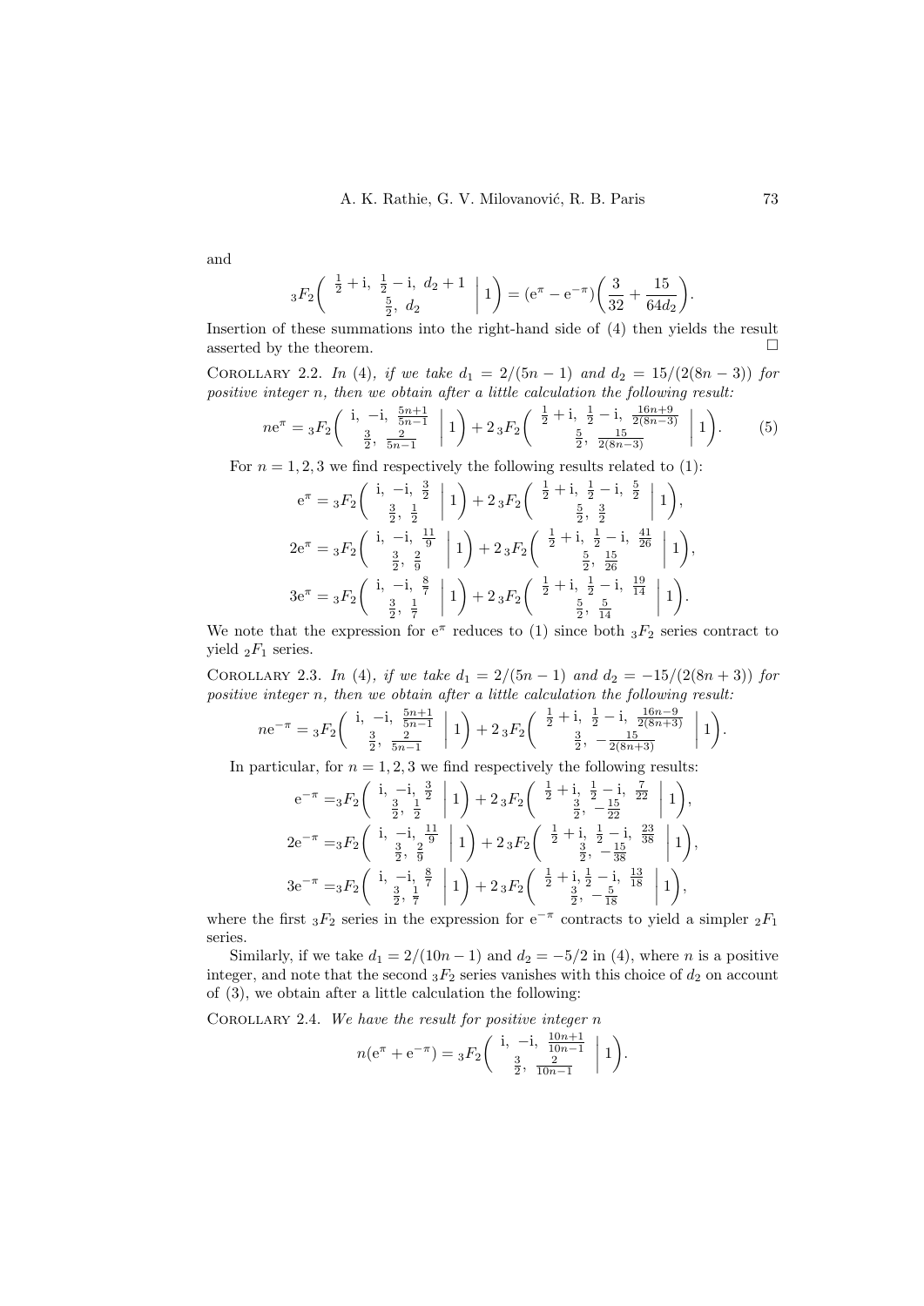and

$$
{}_3F_2\left(\begin{matrix} \frac{1}{2}+\mathrm{i},\ \frac{1}{2}-\mathrm{i},\ d_2+1 \\ \frac{5}{2},\ d_2 \end{matrix} \,\Big|\, 1\right) = (\mathrm{e}^{\pi}-\mathrm{e}^{-\pi})\Big(\frac{3}{32}+\frac{15}{64d_2}\Big).
$$

Insertion of these summations into the right-hand side of (4) then yields the result asserted by the theorem. □

Corollary 2.2. *In (4), if we take $d_1 = 2/(5n-1)$ and $d_2 = 15/(2(8n-3))$ for positive integer $n$, then we obtain after a little calculation the following result:*

$$
n\mathrm{e}^{\pi} = {}_3F_2\left(\begin{matrix} \mathrm{i},\ -\mathrm{i},\ \frac{5n+1}{5n-1} \\ \frac{3}{2},\ \frac{2}{5n-1} \end{matrix} \,\Big|\, 1\right) + 2\,{}_3F_2\left(\begin{matrix} \frac{1}{2}+\mathrm{i},\ \frac{1}{2}-\mathrm{i},\ \frac{16n+9}{2(8n-3)} \\ \frac{5}{2},\ \frac{15}{2(8n-3)} \end{matrix} \,\Big|\, 1\right). \tag{5}
$$

For $n = 1, 2, 3$ we find respectively the following results related to (1):

$$
\mathrm{e}^{\pi} = {}_3F_2\left(\begin{matrix} \mathrm{i},\ -\mathrm{i},\ \frac{3}{2} \\ \frac{3}{2},\ \frac{1}{2} \end{matrix} \,\Big|\, 1\right) + 2\,{}_3F_2\left(\begin{matrix} \frac{1}{2}+\mathrm{i},\ \frac{1}{2}-\mathrm{i},\ \frac{5}{2} \\ \frac{5}{2},\ \frac{3}{2} \end{matrix} \,\Big|\, 1\right),
$$

$$
2\mathrm{e}^{\pi} = {}_3F_2\left(\begin{matrix} \mathrm{i},\ -\mathrm{i},\ \frac{11}{9} \\ \frac{3}{2},\ \frac{2}{9} \end{matrix} \,\Big|\, 1\right) + 2\,{}_3F_2\left(\begin{matrix} \frac{1}{2}+\mathrm{i},\ \frac{1}{2}-\mathrm{i},\ \frac{41}{26} \\ \frac{5}{2},\ \frac{15}{26} \end{matrix} \,\Big|\, 1\right),
$$

$$
3\mathrm{e}^{\pi} = {}_3F_2\left(\begin{matrix} \mathrm{i},\ -\mathrm{i},\ \frac{8}{7} \\ \frac{3}{2},\ \frac{1}{7} \end{matrix} \,\Big|\, 1\right) + 2\,{}_3F_2\left(\begin{matrix} \frac{1}{2}+\mathrm{i},\ \frac{1}{2}-\mathrm{i},\ \frac{19}{14} \\ \frac{5}{2},\ \frac{5}{14} \end{matrix} \,\Big|\, 1\right).
$$

We note that the expression for $\mathrm{e}^{\pi}$ reduces to (1) since both ${}_3F_2$ series contract to yield ${}_2F_1$ series.

Corollary 2.3. *In (4), if we take $d_1 = 2/(5n-1)$ and $d_2 = -15/(2(8n+3))$ for positive integer $n$, then we obtain after a little calculation the following result:*

$$
n\mathrm{e}^{-\pi} = {}_3F_2\left(\begin{matrix} \mathrm{i},\ -\mathrm{i},\ \frac{5n+1}{5n-1} \\ \frac{3}{2},\ \frac{2}{5n-1} \end{matrix} \,\Big|\, 1\right) + 2\,{}_3F_2\left(\begin{matrix} \frac{1}{2}+\mathrm{i},\ \frac{1}{2}-\mathrm{i},\ \frac{16n-9}{2(8n+3)} \\ \frac{3}{2},\ -\frac{15}{2(8n+3)} \end{matrix} \,\Big|\, 1\right).
$$

In particular, for $n = 1, 2, 3$ we find respectively the following results:

$$
\mathrm{e}^{-\pi} = {}_3F_2\left(\begin{matrix} \mathrm{i},\ -\mathrm{i},\ \frac{3}{2} \\ \frac{3}{2},\ \frac{1}{2} \end{matrix} \,\Big|\, 1\right) + 2\,{}_3F_2\left(\begin{matrix} \frac{1}{2}+\mathrm{i},\ \frac{1}{2}-\mathrm{i},\ \frac{7}{22} \\ \frac{3}{2},\ -\frac{15}{22} \end{matrix} \,\Big|\, 1\right),
$$

$$
2\mathrm{e}^{-\pi} = {}_3F_2\left(\begin{matrix} \mathrm{i},\ -\mathrm{i},\ \frac{11}{9} \\ \frac{3}{2},\ \frac{2}{9} \end{matrix} \,\Big|\, 1\right) + 2\,{}_3F_2\left(\begin{matrix} \frac{1}{2}+\mathrm{i},\ \frac{1}{2}-\mathrm{i},\ \frac{23}{38} \\ \frac{3}{2},\ -\frac{15}{38} \end{matrix} \,\Big|\, 1\right),
$$

$$
3\mathrm{e}^{-\pi} = {}_3F_2\left(\begin{matrix} \mathrm{i},\ -\mathrm{i},\ \frac{8}{7} \\ \frac{3}{2},\ \frac{1}{7} \end{matrix} \,\Big|\, 1\right) + 2\,{}_3F_2\left(\begin{matrix} \frac{1}{2}+\mathrm{i},\ \frac{1}{2}-\mathrm{i},\ \frac{13}{18} \\ \frac{3}{2},\ -\frac{5}{18} \end{matrix} \,\Big|\, 1\right),
$$

where the first ${}_3F_2$ series in the expression for $\mathrm{e}^{-\pi}$ contracts to yield a simpler ${}_2F_1$ series.

Similarly, if we take $d_1 = 2/(10n-1)$ and $d_2 = -5/2$ in (4), where $n$ is a positive integer, and note that the second ${}_3F_2$ series vanishes with this choice of $d_2$ on account of (3), we obtain after a little calculation the following:

Corollary 2.4. *We have the result for positive integer $n$*

$$
n(\mathrm{e}^{\pi}+\mathrm{e}^{-\pi}) = {}_3F_2\left(\begin{matrix} \mathrm{i},\ -\mathrm{i},\ \frac{10n+1}{10n-1} \\ \frac{3}{2},\ \frac{2}{10n-1} \end{matrix} \,\Big|\, 1\right).
$$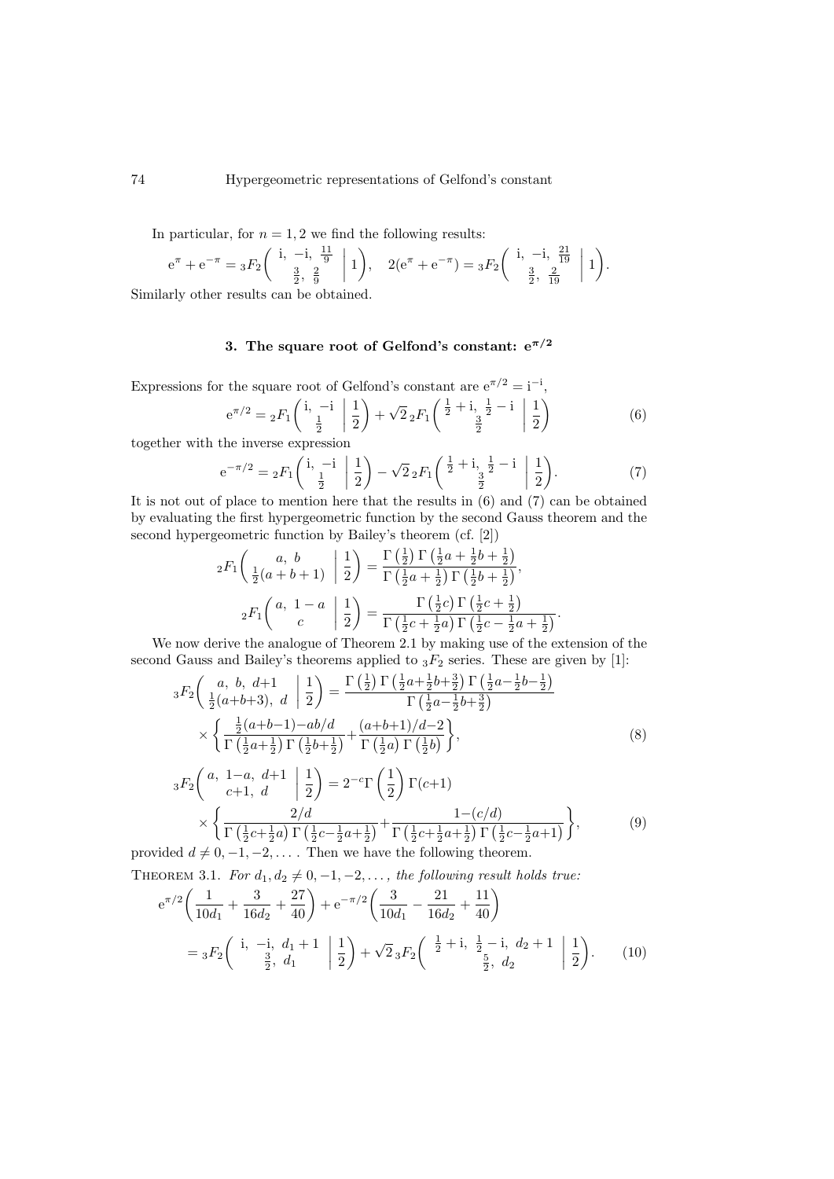In particular, for $n = 1, 2$ we find the following results:

$$\mathrm{e}^{\pi} + \mathrm{e}^{-\pi} = {}_3F_2\left( \begin{matrix} \mathrm{i},\ -\mathrm{i},\ \frac{11}{9} \\ \frac{3}{2},\ \frac{2}{9} \end{matrix} \;\middle|\; 1 \right), \quad 2(\mathrm{e}^{\pi} + \mathrm{e}^{-\pi}) = {}_3F_2\left( \begin{matrix} \mathrm{i},\ -\mathrm{i},\ \frac{21}{19} \\ \frac{3}{2},\ \frac{2}{19} \end{matrix} \;\middle|\; 1 \right).$$

Similarly other results can be obtained.

## 3. The square root of Gelfond's constant: $\mathrm{e}^{\pi/2}$

Expressions for the square root of Gelfond's constant are $\mathrm{e}^{\pi/2} = \mathrm{i}^{-\mathrm{i}}$,

$$\mathrm{e}^{\pi/2} = {}_2F_1\left( \begin{matrix} \mathrm{i},\ -\mathrm{i} \\ \frac{1}{2} \end{matrix} \;\middle|\; \frac{1}{2} \right) + \sqrt{2}\, {}_2F_1\left( \begin{matrix} \frac{1}{2} + \mathrm{i},\ \frac{1}{2} - \mathrm{i} \\ \frac{3}{2} \end{matrix} \;\middle|\; \frac{1}{2} \right) \tag{6}$$

together with the inverse expression

$$\mathrm{e}^{-\pi/2} = {}_2F_1\left( \begin{matrix} \mathrm{i},\ -\mathrm{i} \\ \frac{1}{2} \end{matrix} \;\middle|\; \frac{1}{2} \right) - \sqrt{2}\, {}_2F_1\left( \begin{matrix} \frac{1}{2} + \mathrm{i},\ \frac{1}{2} - \mathrm{i} \\ \frac{3}{2} \end{matrix} \;\middle|\; \frac{1}{2} \right). \tag{7}$$

It is not out of place to mention here that the results in (6) and (7) can be obtained by evaluating the first hypergeometric function by the second Gauss theorem and the second hypergeometric function by Bailey's theorem (cf. [2])

$${}_2F_1\left( \begin{matrix} a,\ b \\ \frac{1}{2}(a+b+1) \end{matrix} \;\middle|\; \frac{1}{2} \right) = \frac{\Gamma\left(\frac{1}{2}\right)\Gamma\left(\frac{1}{2}a + \frac{1}{2}b + \frac{1}{2}\right)}{\Gamma\left(\frac{1}{2}a + \frac{1}{2}\right)\Gamma\left(\frac{1}{2}b + \frac{1}{2}\right)},$$

$${}_2F_1\left( \begin{matrix} a,\ 1-a \\ c \end{matrix} \;\middle|\; \frac{1}{2} \right) = \frac{\Gamma\left(\frac{1}{2}c\right)\Gamma\left(\frac{1}{2}c + \frac{1}{2}\right)}{\Gamma\left(\frac{1}{2}c + \frac{1}{2}a\right)\Gamma\left(\frac{1}{2}c - \frac{1}{2}a + \frac{1}{2}\right)}.$$

We now derive the analogue of Theorem 2.1 by making use of the extension of the second Gauss and Bailey's theorems applied to ${}_3F_2$ series. These are given by [1]:

$$\begin{aligned} {}_3F_2\left( \begin{matrix} a,\ b,\ d{+}1 \\ \frac{1}{2}(a{+}b{+}3),\ d \end{matrix} \;\middle|\; \frac{1}{2} \right) &= \frac{\Gamma\left(\frac{1}{2}\right)\Gamma\left(\frac{1}{2}a{+}\frac{1}{2}b{+}\frac{3}{2}\right)\Gamma\left(\frac{1}{2}a{-}\frac{1}{2}b{-}\frac{1}{2}\right)}{\Gamma\left(\frac{1}{2}a{-}\frac{1}{2}b{+}\frac{3}{2}\right)} \\ &\times \left\{ \frac{\frac{1}{2}(a{+}b{-}1){-}ab/d}{\Gamma\left(\frac{1}{2}a{+}\frac{1}{2}\right)\Gamma\left(\frac{1}{2}b{+}\frac{1}{2}\right)} + \frac{(a{+}b{+}1)/d{-}2}{\Gamma\left(\frac{1}{2}a\right)\Gamma\left(\frac{1}{2}b\right)} \right\}, \end{aligned} \tag{8}$$

$$\begin{aligned} {}_3F_2\left( \begin{matrix} a,\ 1{-}a,\ d{+}1 \\ c{+}1,\ d \end{matrix} \;\middle|\; \frac{1}{2} \right) &= 2^{-c}\Gamma\left(\frac{1}{2}\right)\Gamma(c{+}1) \\ &\times \left\{ \frac{2/d}{\Gamma\left(\frac{1}{2}c{+}\frac{1}{2}a\right)\Gamma\left(\frac{1}{2}c{-}\frac{1}{2}a{+}\frac{1}{2}\right)} + \frac{1{-}(c/d)}{\Gamma\left(\frac{1}{2}c{+}\frac{1}{2}a{+}\frac{1}{2}\right)\Gamma\left(\frac{1}{2}c{-}\frac{1}{2}a{+}1\right)} \right\}, \end{aligned} \tag{9}$$

provided $d \neq 0, -1, -2, \ldots$. Then we have the following theorem.

**Theorem 3.1.** *For $d_1, d_2 \neq 0, -1, -2, \ldots$, the following result holds true:*

$$\begin{aligned} &\mathrm{e}^{\pi/2}\left( \frac{1}{10d_1} + \frac{3}{16d_2} + \frac{27}{40} \right) + \mathrm{e}^{-\pi/2}\left( \frac{3}{10d_1} - \frac{21}{16d_2} + \frac{11}{40} \right) \\ &= {}_3F_2\left( \begin{matrix} \mathrm{i},\ -\mathrm{i},\ d_1+1 \\ \frac{3}{2},\ d_1 \end{matrix} \;\middle|\; \frac{1}{2} \right) + \sqrt{2}\, {}_3F_2\left( \begin{matrix} \frac{1}{2} + \mathrm{i},\ \frac{1}{2} - \mathrm{i},\ d_2+1 \\ \frac{5}{2},\ d_2 \end{matrix} \;\middle|\; \frac{1}{2} \right). \end{aligned} \tag{10}$$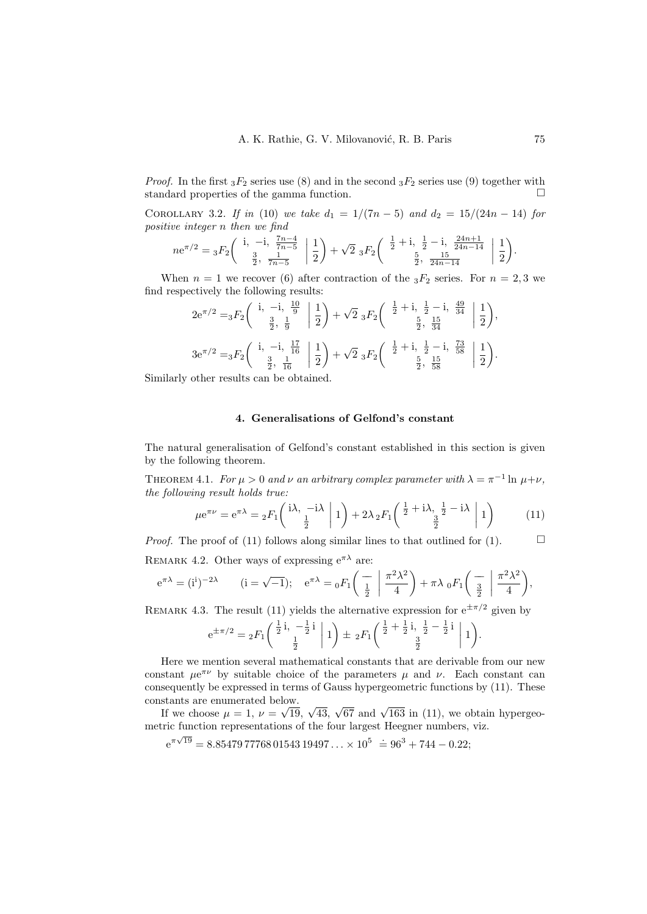*Proof.* In the first ${}_3F_2$ series use (8) and in the second ${}_3F_2$ series use (9) together with standard properties of the gamma function. $\square$

Corollary 3.2. *If in (10) we take $d_1 = 1/(7n-5)$ and $d_2 = 15/(24n-14)$ for positive integer $n$ then we find*

$$n\mathrm{e}^{\pi/2} = {}_3F_2\left(\begin{matrix} \mathrm{i},\ -\mathrm{i},\ \frac{7n-4}{7n-5} \\ \frac{3}{2},\ \frac{1}{7n-5} \end{matrix}\ \middle|\ \frac{1}{2}\right) + \sqrt{2}\ {}_3F_2\left(\begin{matrix} \frac{1}{2}+\mathrm{i},\ \frac{1}{2}-\mathrm{i},\ \frac{24n+1}{24n-14} \\ \frac{5}{2},\ \frac{15}{24n-14} \end{matrix}\ \middle|\ \frac{1}{2}\right).$$

When $n = 1$ we recover (6) after contraction of the ${}_3F_2$ series. For $n = 2, 3$ we find respectively the following results:

$$2\mathrm{e}^{\pi/2} = {}_3F_2\left(\begin{matrix} \mathrm{i},\ -\mathrm{i},\ \frac{10}{9} \\ \frac{3}{2},\ \frac{1}{9} \end{matrix}\ \middle|\ \frac{1}{2}\right) + \sqrt{2}\ {}_3F_2\left(\begin{matrix} \frac{1}{2}+\mathrm{i},\ \frac{1}{2}-\mathrm{i},\ \frac{49}{34} \\ \frac{5}{2},\ \frac{15}{34} \end{matrix}\ \middle|\ \frac{1}{2}\right),$$

$$3\mathrm{e}^{\pi/2} = {}_3F_2\left(\begin{matrix} \mathrm{i},\ -\mathrm{i},\ \frac{17}{16} \\ \frac{3}{2},\ \frac{1}{16} \end{matrix}\ \middle|\ \frac{1}{2}\right) + \sqrt{2}\ {}_3F_2\left(\begin{matrix} \frac{1}{2}+\mathrm{i},\ \frac{1}{2}-\mathrm{i},\ \frac{73}{58} \\ \frac{5}{2},\ \frac{15}{58} \end{matrix}\ \middle|\ \frac{1}{2}\right).$$

Similarly other results can be obtained.

## 4. Generalisations of Gelfond's constant

The natural generalisation of Gelfond's constant established in this section is given by the following theorem.

Theorem 4.1. *For $\mu > 0$ and $\nu$ an arbitrary complex parameter with $\lambda = \pi^{-1}\ln \mu + \nu$, the following result holds true:*

$$\mu\mathrm{e}^{\pi\nu} = \mathrm{e}^{\pi\lambda} = {}_2F_1\left(\begin{matrix} \mathrm{i}\lambda,\ -\mathrm{i}\lambda \\ \frac{1}{2} \end{matrix}\ \middle|\ 1\right) + 2\lambda\, {}_2F_1\left(\begin{matrix} \frac{1}{2}+\mathrm{i}\lambda,\ \frac{1}{2}-\mathrm{i}\lambda \\ \frac{3}{2} \end{matrix}\ \middle|\ 1\right) \tag{11}$$

*Proof.* The proof of (11) follows along similar lines to that outlined for (1). $\square$

Remark 4.2. Other ways of expressing $\mathrm{e}^{\pi\lambda}$ are:

$$\mathrm{e}^{\pi\lambda} = (\mathrm{i}^{\mathrm{i}})^{-2\lambda} \qquad (\mathrm{i} = \sqrt{-1}); \quad \mathrm{e}^{\pi\lambda} = {}_0F_1\left(\begin{matrix} - \\ \frac{1}{2} \end{matrix}\ \middle|\ \frac{\pi^2\lambda^2}{4}\right) + \pi\lambda\ {}_0F_1\left(\begin{matrix} - \\ \frac{3}{2} \end{matrix}\ \middle|\ \frac{\pi^2\lambda^2}{4}\right),$$

Remark 4.3. The result (11) yields the alternative expression for $\mathrm{e}^{\pm\pi/2}$ given by

$$\mathrm{e}^{\pm\pi/2} = {}_2F_1\left(\begin{matrix} \frac{1}{2}\mathrm{i},\ -\frac{1}{2}\mathrm{i} \\ \frac{1}{2} \end{matrix}\ \middle|\ 1\right) \pm\ {}_2F_1\left(\begin{matrix} \frac{1}{2}+\frac{1}{2}\mathrm{i},\ \frac{1}{2}-\frac{1}{2}\mathrm{i} \\ \frac{3}{2} \end{matrix}\ \middle|\ 1\right).$$

Here we mention several mathematical constants that are derivable from our new constant $\mu\mathrm{e}^{\pi\nu}$ by suitable choice of the parameters $\mu$ and $\nu$. Each constant can consequently be expressed in terms of Gauss hypergeometric functions by (11). These constants are enumerated below.

If we choose $\mu = 1$, $\nu = \sqrt{19}$, $\sqrt{43}$, $\sqrt{67}$ and $\sqrt{163}$ in (11), we obtain hypergeometric function representations of the four largest Heegner numbers, viz.

$$\mathrm{e}^{\pi\sqrt{19}} = 8.85479\,77768\,01543\,19497\ldots \times 10^5 \ \doteq 96^3 + 744 - 0.22;$$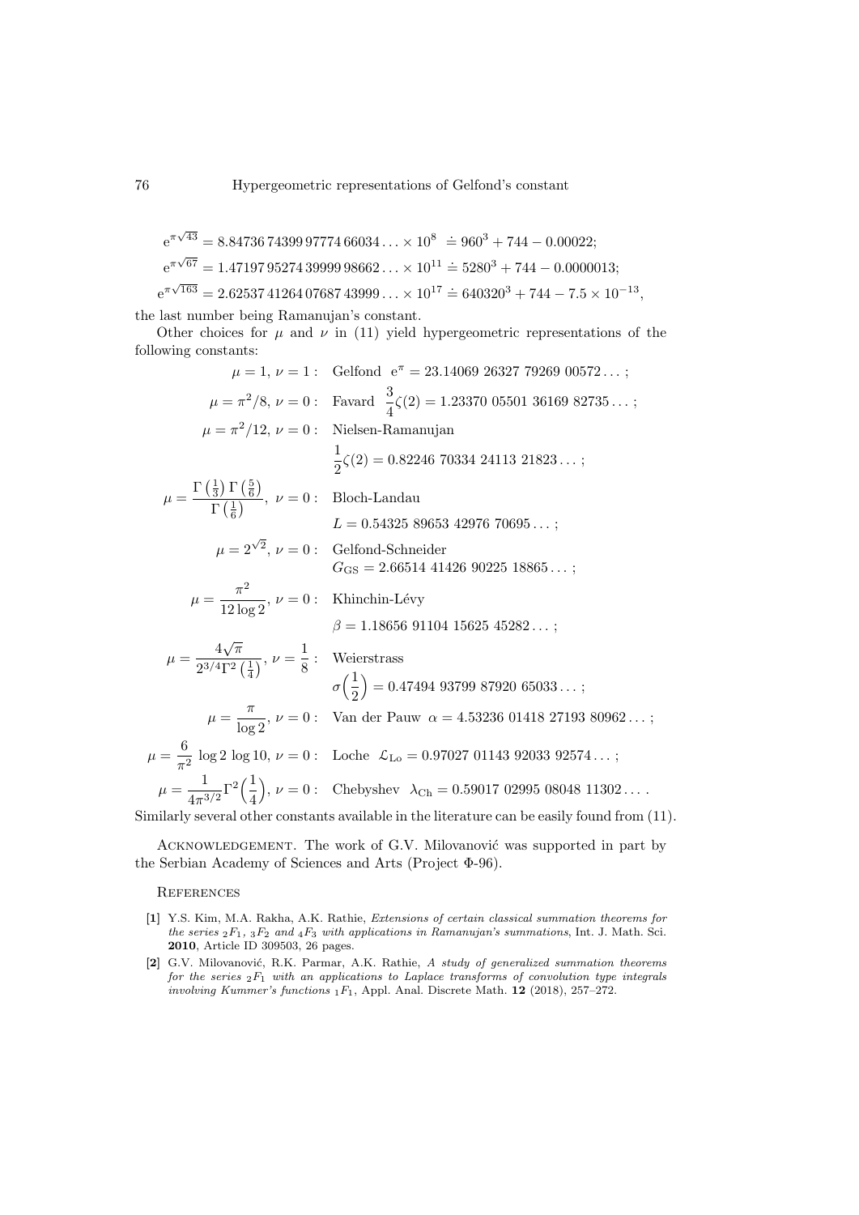$$e^{\pi\sqrt{43}} = 8.84736\,74399\,97774\,66034\ldots \times 10^{8} \doteq 960^3 + 744 - 0.00022;$$

$$e^{\pi\sqrt{67}} = 1.47197\,95274\,39999\,98662\ldots \times 10^{11} \doteq 5280^3 + 744 - 0.0000013;$$

$$e^{\pi\sqrt{163}} = 2.62537\,41264\,07687\,43999\ldots \times 10^{17} \doteq 640320^3 + 744 - 7.5 \times 10^{-13},$$

the last number being Ramanujan's constant.

Other choices for $\mu$ and $\nu$ in (11) yield hypergeometric representations of the following constants:

$\mu = 1,\ \nu = 1:$ Gelfond $e^{\pi} = 23.14069\ 26327\ 79269\ 00572\ldots$;

$\mu = \pi^2/8,\ \nu = 0:$ Favard $\dfrac{3}{4}\zeta(2) = 1.23370\ 05501\ 36169\ 82735\ldots$;

$\mu = \pi^2/12,\ \nu = 0:$ Nielsen-Ramanujan $\dfrac{1}{2}\zeta(2) = 0.82246\ 70334\ 24113\ 21823\ldots$;

$\mu = \dfrac{\Gamma\left(\frac{1}{3}\right)\Gamma\left(\frac{5}{6}\right)}{\Gamma\left(\frac{1}{6}\right)},\ \nu = 0:$ Bloch-Landau $L = 0.54325\ 89653\ 42976\ 70695\ldots$;

$\mu = 2^{\sqrt{2}},\ \nu = 0:$ Gelfond-Schneider $G_{\mathrm{GS}} = 2.66514\ 41426\ 90225\ 18865\ldots$;

$\mu = \dfrac{\pi^2}{12\log 2},\ \nu = 0:$ Khinchin-Lévy $\beta = 1.18656\ 91104\ 15625\ 45282\ldots$;

$\mu = \dfrac{4\sqrt{\pi}}{2^{3/4}\Gamma^2\left(\frac{1}{4}\right)},\ \nu = \dfrac{1}{8}:$ Weierstrass $\sigma\Big(\dfrac{1}{2}\Big) = 0.47494\ 93799\ 87920\ 65033\ldots$;

$\mu = \dfrac{\pi}{\log 2},\ \nu = 0:$ Van der Pauw $\alpha = 4.53236\ 01418\ 27193\ 80962\ldots$;

$\mu = \dfrac{6}{\pi^2}\log 2\,\log 10,\ \nu = 0:$ Loche $\mathcal{L}_{\mathrm{Lo}} = 0.97027\ 01143\ 92033\ 92574\ldots$;

$\mu = \dfrac{1}{4\pi^{3/2}}\Gamma^2\Big(\dfrac{1}{4}\Big),\ \nu = 0:$ Chebyshev $\lambda_{\mathrm{Ch}} = 0.59017\ 02995\ 08048\ 11302\ldots$.

Similarly several other constants available in the literature can be easily found from (11).

Acknowledgement. The work of G.V. Milovanović was supported in part by the Serbian Academy of Sciences and Arts (Project Φ-96).

## References

**[1]** Y.S. Kim, M.A. Rakha, A.K. Rathie, *Extensions of certain classical summation theorems for the series ${}_2F_1$, ${}_3F_2$ and ${}_4F_3$ with applications in Ramanujan's summations*, Int. J. Math. Sci. **2010**, Article ID 309503, 26 pages.

**[2]** G.V. Milovanović, R.K. Parmar, A.K. Rathie, *A study of generalized summation theorems for the series ${}_2F_1$ with an applications to Laplace transforms of convolution type integrals involving Kummer's functions ${}_1F_1$*, Appl. Anal. Discrete Math. **12** (2018), 257–272.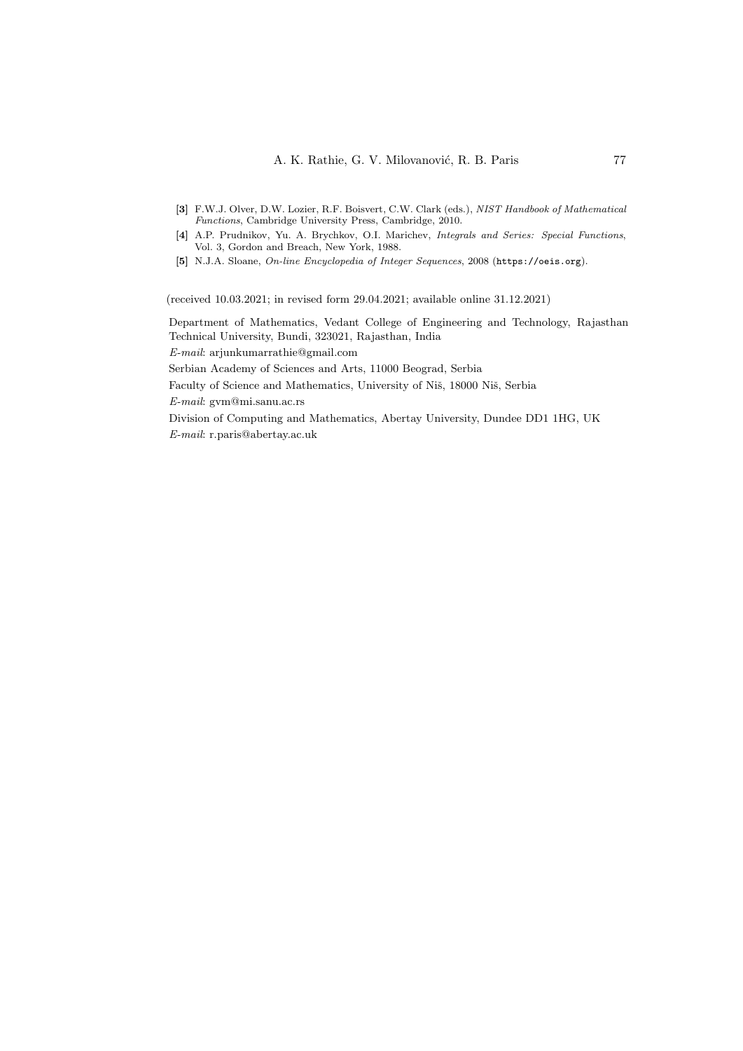**[3]** F.W.J. Olver, D.W. Lozier, R.F. Boisvert, C.W. Clark (eds.), *NIST Handbook of Mathematical Functions*, Cambridge University Press, Cambridge, 2010.

**[4]** A.P. Prudnikov, Yu. A. Brychkov, O.I. Marichev, *Integrals and Series: Special Functions*, Vol. 3, Gordon and Breach, New York, 1988.

**[5]** N.J.A. Sloane, *On-line Encyclopedia of Integer Sequences*, 2008 (`https://oeis.org`).

(received 10.03.2021; in revised form 29.04.2021; available online 31.12.2021)

Department of Mathematics, Vedant College of Engineering and Technology, Rajasthan Technical University, Bundi, 323021, Rajasthan, India

*E-mail*: arjunkumarrathie@gmail.com

Serbian Academy of Sciences and Arts, 11000 Beograd, Serbia

Faculty of Science and Mathematics, University of Niš, 18000 Niš, Serbia

*E-mail*: gvm@mi.sanu.ac.rs

Division of Computing and Mathematics, Abertay University, Dundee DD1 1HG, UK

*E-mail*: r.paris@abertay.ac.uk